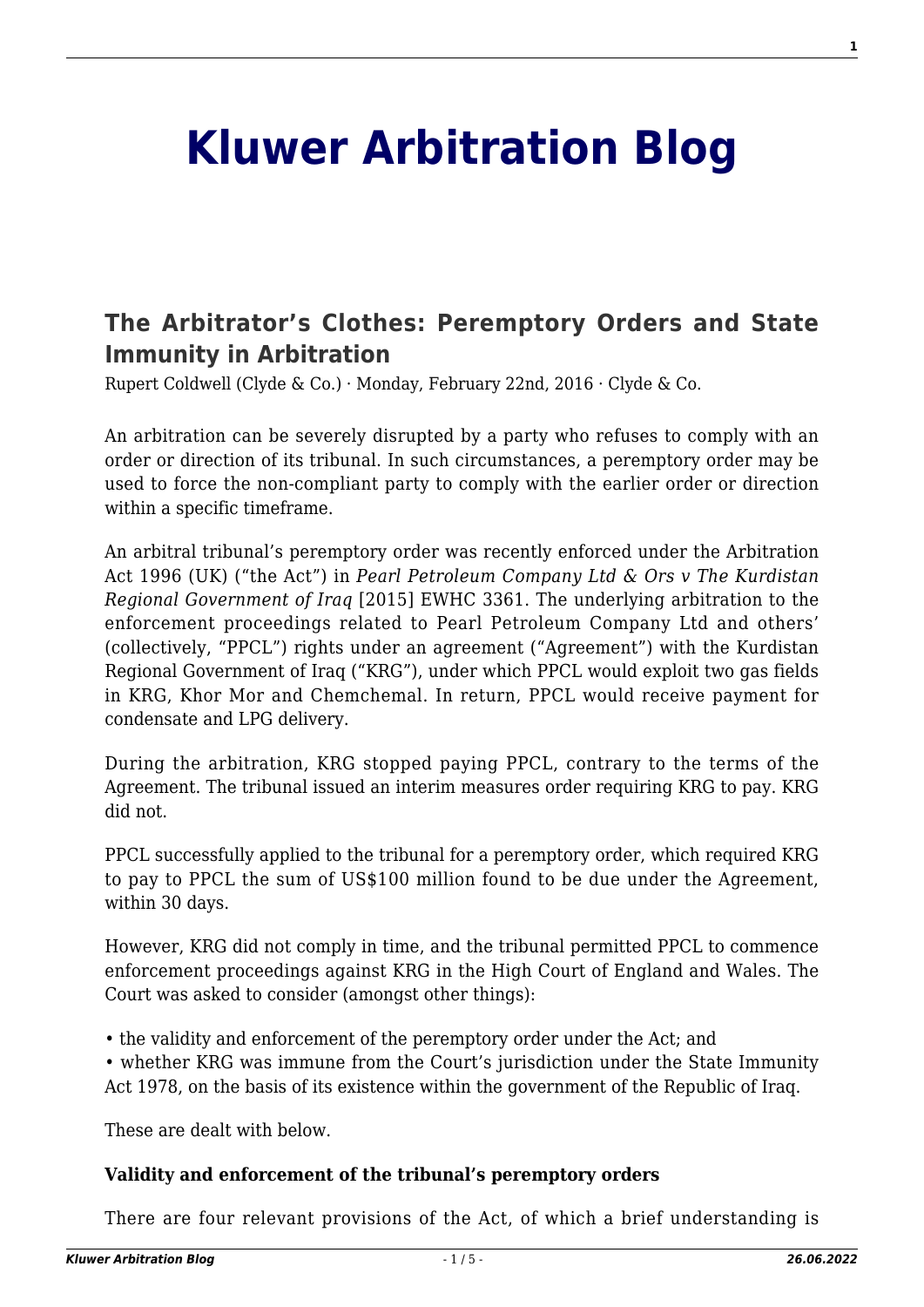# Kluwer Arbitration Blog

## The Arbitrator's Clothes: Peremptory Orders and State Immunity in Arbitration

Rupert Coldwell (Clyde & Co.) · Monday, February 22nd, 2016 · Clyde & Co.

An arbitration can be severely disrupted by a party who refuses to comply with an order or direction of its tribunal. In such circumstances, a peremptory order may be used to force the non-compliant party to comply with the earlier order or direction within a specific timeframe.

An arbitral tribunal's peremptory order was recently enforced under the Arbitration Act 1996 (UK) ("the Act") in *Pearl Petroleum Company Ltd & Ors v The Kurdistan Regional Government of Iraq* [2015] EWHC 3361. The underlying arbitration to the enforcement proceedings related to Pearl Petroleum Company Ltd and others' (collectively, "PPCL") rights under an agreement ("Agreement") with the Kurdistan Regional Government of Iraq ("KRG"), under which PPCL would exploit two gas fields in KRG, Khor Mor and Chemchemal. In return, PPCL would receive payment for condensate and LPG delivery.

During the arbitration, KRG stopped paying PPCL, contrary to the terms of the Agreement. The tribunal issued an interim measures order requiring KRG to pay. KRG did not.

PPCL successfully applied to the tribunal for a peremptory order, which required KRG to pay to PPCL the sum of US$100 million found to be due under the Agreement, within 30 days.

However, KRG did not comply in time, and the tribunal permitted PPCL to commence enforcement proceedings against KRG in the High Court of England and Wales. The Court was asked to consider (amongst other things):

- the validity and enforcement of the peremptory order under the Act; and
- whether KRG was immune from the Court's jurisdiction under the State Immunity Act 1978, on the basis of its existence within the government of the Republic of Iraq.

These are dealt with below.

**Validity and enforcement of the tribunal's peremptory orders**

There are four relevant provisions of the Act, of which a brief understanding is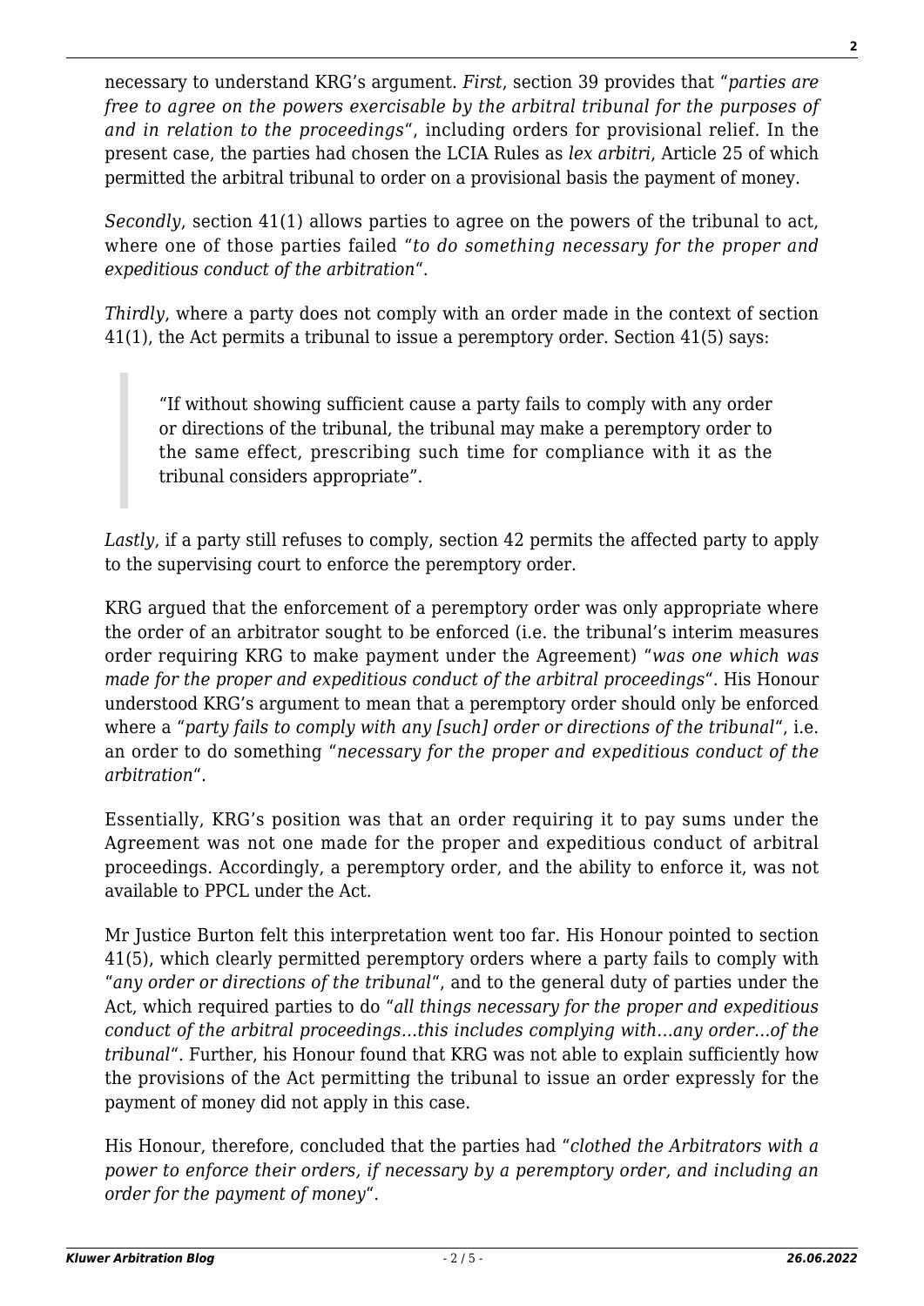necessary to understand KRG's argument. *First*, section 39 provides that "*parties are free to agree on the powers exercisable by the arbitral tribunal for the purposes of and in relation to the proceedings*", including orders for provisional relief. In the present case, the parties had chosen the LCIA Rules as *lex arbitri*, Article 25 of which permitted the arbitral tribunal to order on a provisional basis the payment of money.

*Secondly*, section 41(1) allows parties to agree on the powers of the tribunal to act, where one of those parties failed "*to do something necessary for the proper and expeditious conduct of the arbitration*".

*Thirdly*, where a party does not comply with an order made in the context of section 41(1), the Act permits a tribunal to issue a peremptory order. Section 41(5) says:

> "If without showing sufficient cause a party fails to comply with any order or directions of the tribunal, the tribunal may make a peremptory order to the same effect, prescribing such time for compliance with it as the tribunal considers appropriate".

*Lastly*, if a party still refuses to comply, section 42 permits the affected party to apply to the supervising court to enforce the peremptory order.

KRG argued that the enforcement of a peremptory order was only appropriate where the order of an arbitrator sought to be enforced (i.e. the tribunal's interim measures order requiring KRG to make payment under the Agreement) "*was one which was made for the proper and expeditious conduct of the arbitral proceedings*". His Honour understood KRG's argument to mean that a peremptory order should only be enforced where a "*party fails to comply with any [such] order or directions of the tribunal*", i.e. an order to do something "*necessary for the proper and expeditious conduct of the arbitration*".

Essentially, KRG's position was that an order requiring it to pay sums under the Agreement was not one made for the proper and expeditious conduct of arbitral proceedings. Accordingly, a peremptory order, and the ability to enforce it, was not available to PPCL under the Act.

Mr Justice Burton felt this interpretation went too far. His Honour pointed to section 41(5), which clearly permitted peremptory orders where a party fails to comply with "*any order or directions of the tribunal*", and to the general duty of parties under the Act, which required parties to do "*all things necessary for the proper and expeditious conduct of the arbitral proceedings…this includes complying with…any order…of the tribunal*". Further, his Honour found that KRG was not able to explain sufficiently how the provisions of the Act permitting the tribunal to issue an order expressly for the payment of money did not apply in this case.

His Honour, therefore, concluded that the parties had "*clothed the Arbitrators with a power to enforce their orders, if necessary by a peremptory order, and including an order for the payment of money*".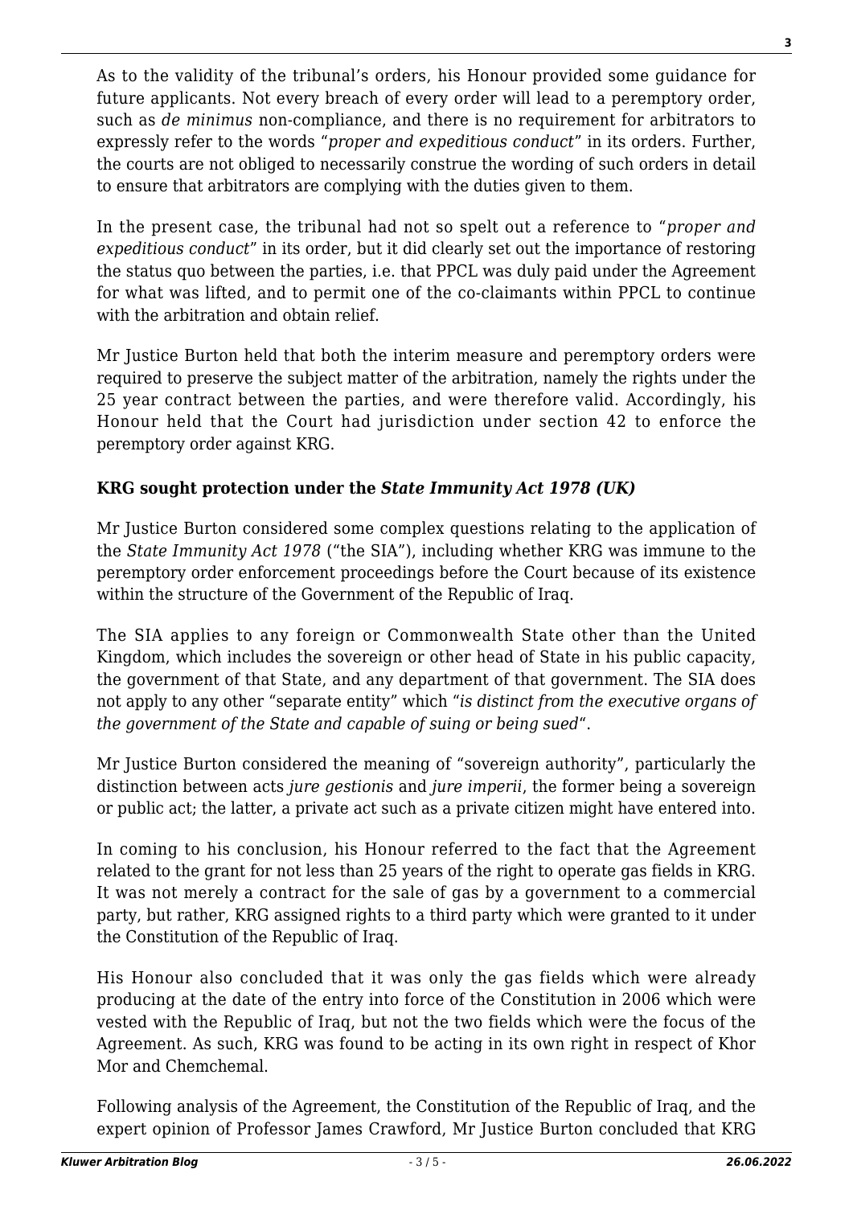As to the validity of the tribunal's orders, his Honour provided some guidance for future applicants. Not every breach of every order will lead to a peremptory order, such as *de minimus* non-compliance, and there is no requirement for arbitrators to expressly refer to the words "*proper and expeditious conduct*" in its orders. Further, the courts are not obliged to necessarily construe the wording of such orders in detail to ensure that arbitrators are complying with the duties given to them.

In the present case, the tribunal had not so spelt out a reference to "*proper and expeditious conduct*" in its order, but it did clearly set out the importance of restoring the status quo between the parties, i.e. that PPCL was duly paid under the Agreement for what was lifted, and to permit one of the co-claimants within PPCL to continue with the arbitration and obtain relief.

Mr Justice Burton held that both the interim measure and peremptory orders were required to preserve the subject matter of the arbitration, namely the rights under the 25 year contract between the parties, and were therefore valid. Accordingly, his Honour held that the Court had jurisdiction under section 42 to enforce the peremptory order against KRG.

### KRG sought protection under the *State Immunity Act 1978 (UK)*

Mr Justice Burton considered some complex questions relating to the application of the *State Immunity Act 1978* ("the SIA"), including whether KRG was immune to the peremptory order enforcement proceedings before the Court because of its existence within the structure of the Government of the Republic of Iraq.

The SIA applies to any foreign or Commonwealth State other than the United Kingdom, which includes the sovereign or other head of State in his public capacity, the government of that State, and any department of that government. The SIA does not apply to any other "separate entity" which "*is distinct from the executive organs of the government of the State and capable of suing or being sued*".

Mr Justice Burton considered the meaning of "sovereign authority", particularly the distinction between acts *jure gestionis* and *jure imperii*, the former being a sovereign or public act; the latter, a private act such as a private citizen might have entered into.

In coming to his conclusion, his Honour referred to the fact that the Agreement related to the grant for not less than 25 years of the right to operate gas fields in KRG. It was not merely a contract for the sale of gas by a government to a commercial party, but rather, KRG assigned rights to a third party which were granted to it under the Constitution of the Republic of Iraq.

His Honour also concluded that it was only the gas fields which were already producing at the date of the entry into force of the Constitution in 2006 which were vested with the Republic of Iraq, but not the two fields which were the focus of the Agreement. As such, KRG was found to be acting in its own right in respect of Khor Mor and Chemchemal.

Following analysis of the Agreement, the Constitution of the Republic of Iraq, and the expert opinion of Professor James Crawford, Mr Justice Burton concluded that KRG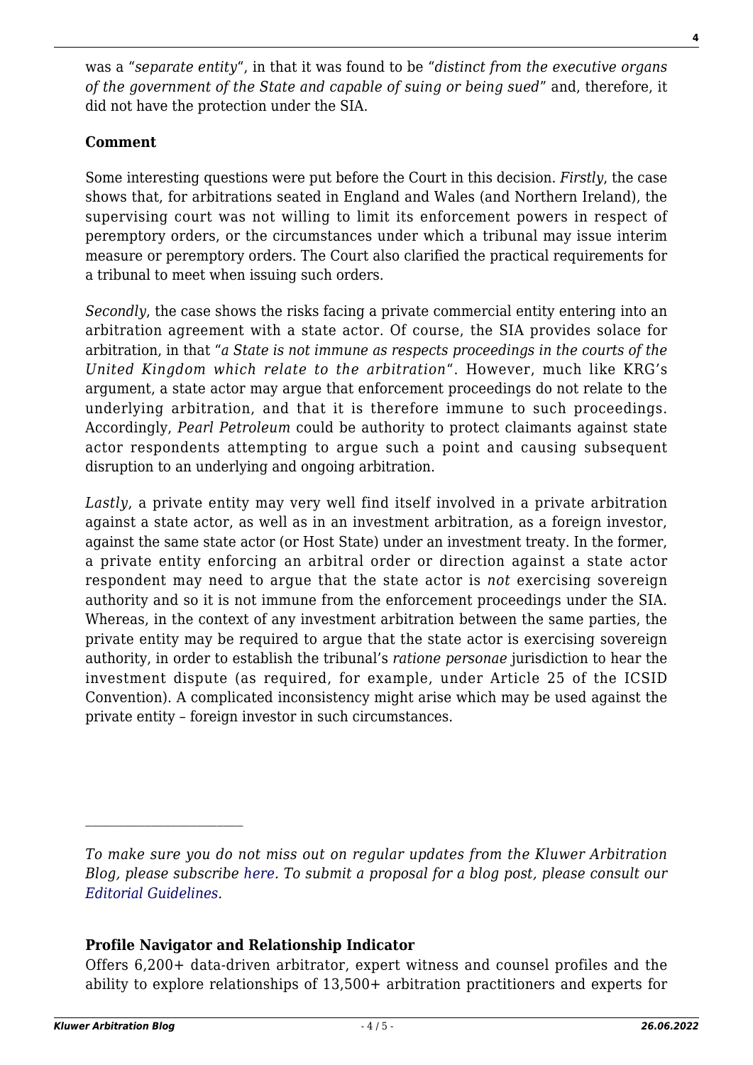was a "*separate entity*", in that it was found to be "*distinct from the executive organs of the government of the State and capable of suing or being sued*" and, therefore, it did not have the protection under the SIA.

**Comment**

Some interesting questions were put before the Court in this decision. *Firstly*, the case shows that, for arbitrations seated in England and Wales (and Northern Ireland), the supervising court was not willing to limit its enforcement powers in respect of peremptory orders, or the circumstances under which a tribunal may issue interim measure or peremptory orders. The Court also clarified the practical requirements for a tribunal to meet when issuing such orders.

*Secondly*, the case shows the risks facing a private commercial entity entering into an arbitration agreement with a state actor. Of course, the SIA provides solace for arbitration, in that "*a State is not immune as respects proceedings in the courts of the United Kingdom which relate to the arbitration*". However, much like KRG's argument, a state actor may argue that enforcement proceedings do not relate to the underlying arbitration, and that it is therefore immune to such proceedings. Accordingly, *Pearl Petroleum* could be authority to protect claimants against state actor respondents attempting to argue such a point and causing subsequent disruption to an underlying and ongoing arbitration.

*Lastly*, a private entity may very well find itself involved in a private arbitration against a state actor, as well as in an investment arbitration, as a foreign investor, against the same state actor (or Host State) under an investment treaty. In the former, a private entity enforcing an arbitral order or direction against a state actor respondent may need to argue that the state actor is *not* exercising sovereign authority and so it is not immune from the enforcement proceedings under the SIA. Whereas, in the context of any investment arbitration between the same parties, the private entity may be required to argue that the state actor is exercising sovereign authority, in order to establish the tribunal's *ratione personae* jurisdiction to hear the investment dispute (as required, for example, under Article 25 of the ICSID Convention). A complicated inconsistency might arise which may be used against the private entity – foreign investor in such circumstances.

---

*To make sure you do not miss out on regular updates from the Kluwer Arbitration Blog, please subscribe here. To submit a proposal for a blog post, please consult our Editorial Guidelines.*

**Profile Navigator and Relationship Indicator**

Offers 6,200+ data-driven arbitrator, expert witness and counsel profiles and the ability to explore relationships of 13,500+ arbitration practitioners and experts for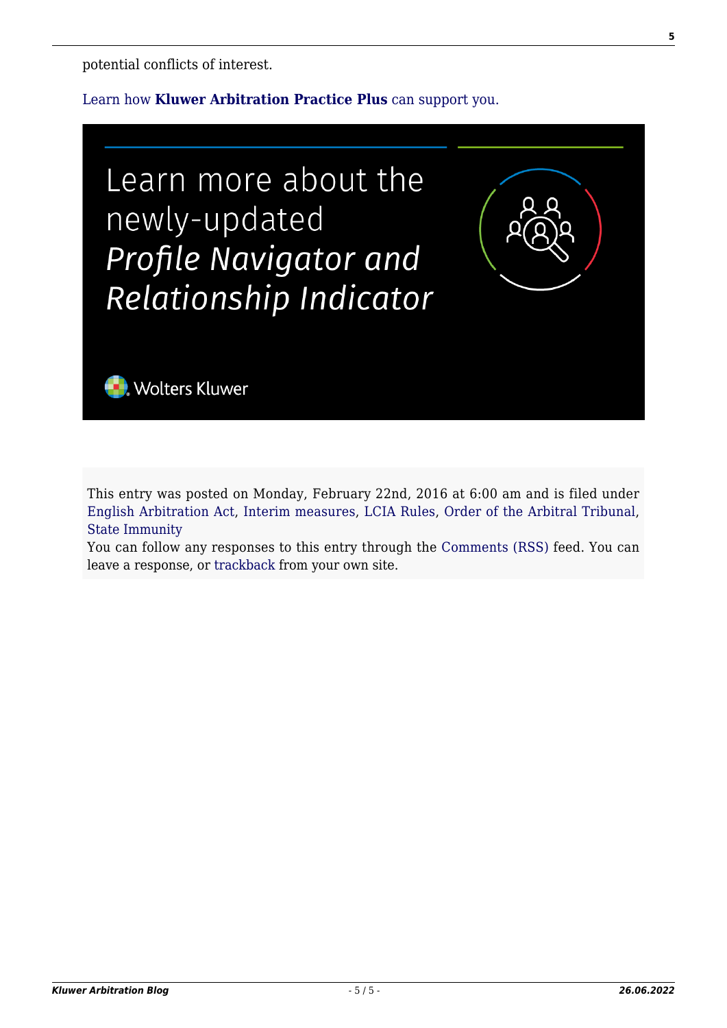potential conflicts of interest.

Learn how **Kluwer Arbitration Practice Plus** can support you.

Learn more about the newly-updated *Profile Navigator and Relationship Indicator*

Wolters Kluwer

This entry was posted on Monday, February 22nd, 2016 at 6:00 am and is filed under English Arbitration Act, Interim measures, LCIA Rules, Order of the Arbitral Tribunal, State Immunity
You can follow any responses to this entry through the Comments (RSS) feed. You can leave a response, or trackback from your own site.